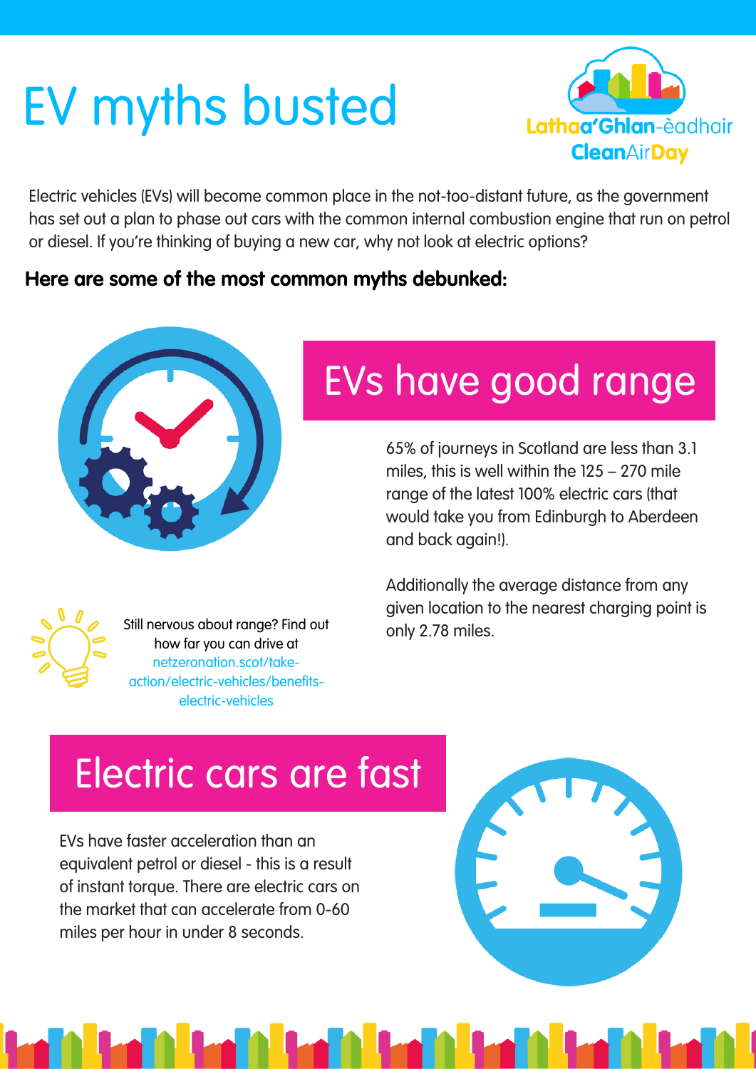# EV myths busted

Latha a'Ghlan-èadhair
CleanAirDay

Electric vehicles (EVs) will become common place in the not-too-distant future, as the government has set out a plan to phase out cars with the common internal combustion engine that run on petrol or diesel. If you're thinking of buying a new car, why not look at electric options?

**Here are some of the most common myths debunked:**

## EVs have good range

65% of journeys in Scotland are less than 3.1 miles, this is well within the 125 – 270 mile range of the latest 100% electric cars (that would take you from Edinburgh to Aberdeen and back again!).

Additionally the average distance from any given location to the nearest charging point is only 2.78 miles.

Still nervous about range? Find out how far you can drive at netzeronation.scot/take-action/electric-vehicles/benefits-electric-vehicles

## Electric cars are fast

EVs have faster acceleration than an equivalent petrol or diesel - this is a result of instant torque. There are electric cars on the market that can accelerate from 0-60 miles per hour in under 8 seconds.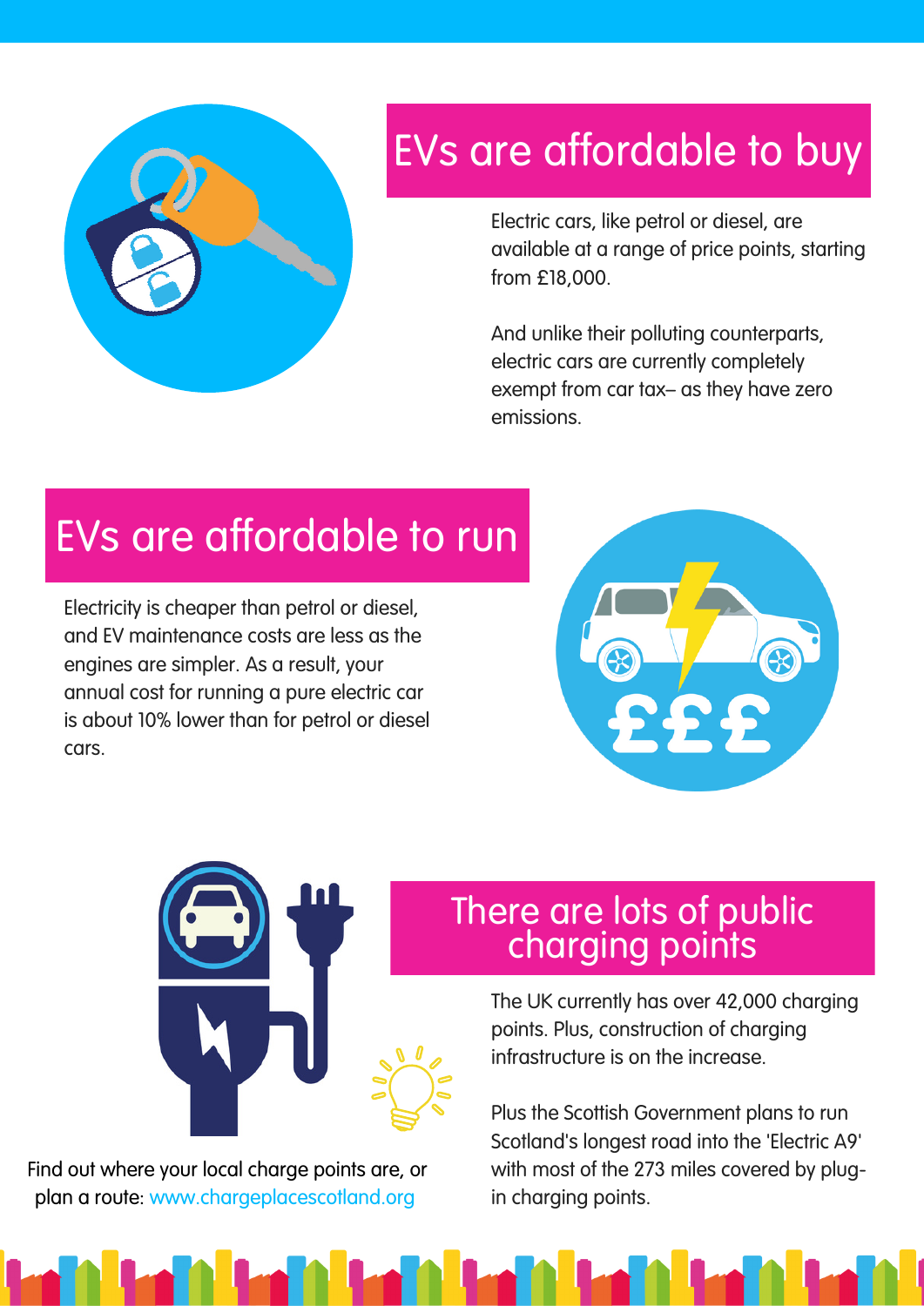## EVs are affordable to buy

Electric cars, like petrol or diesel, are available at a range of price points, starting from £18,000.

And unlike their polluting counterparts, electric cars are currently completely exempt from car tax– as they have zero emissions.

## EVs are affordable to run

Electricity is cheaper than petrol or diesel, and EV maintenance costs are less as the engines are simpler. As a result, your annual cost for running a pure electric car is about 10% lower than for petrol or diesel cars.

## There are lots of public charging points

The UK currently has over 42,000 charging points. Plus, construction of charging infrastructure is on the increase.

Plus the Scottish Government plans to run Scotland's longest road into the 'Electric A9' with most of the 273 miles covered by plug-in charging points.

Find out where your local charge points are, or plan a route: www.chargeplacescotland.org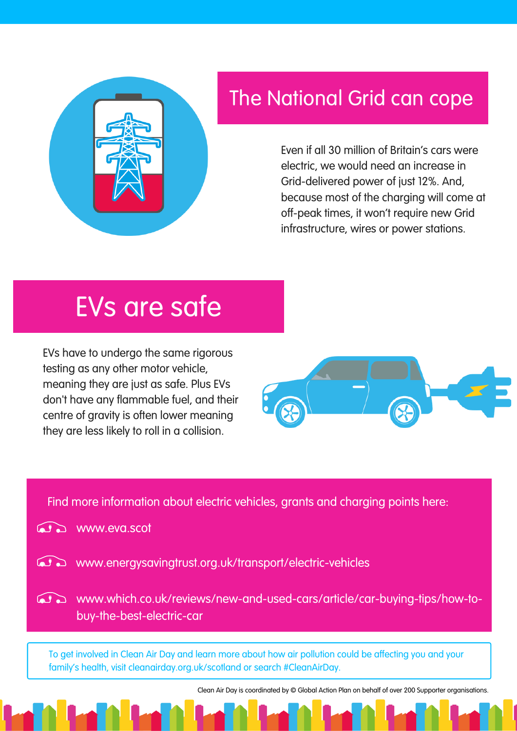## The National Grid can cope

Even if all 30 million of Britain's cars were electric, we would need an increase in Grid-delivered power of just 12%. And, because most of the charging will come at off-peak times, it won't require new Grid infrastructure, wires or power stations.

## EVs are safe

EVs have to undergo the same rigorous testing as any other motor vehicle, meaning they are just as safe. Plus EVs don't have any flammable fuel, and their centre of gravity is often lower meaning they are less likely to roll in a collision.

Find more information about electric vehicles, grants and charging points here:

- www.eva.scot
- www.energysavingtrust.org.uk/transport/electric-vehicles
- www.which.co.uk/reviews/new-and-used-cars/article/car-buying-tips/how-to-buy-the-best-electric-car

To get involved in Clean Air Day and learn more about how air pollution could be affecting you and your family's health, visit cleanairday.org.uk/scotland or search #CleanAirDay.

Clean Air Day is coordinated by © Global Action Plan on behalf of over 200 Supporter organisations.